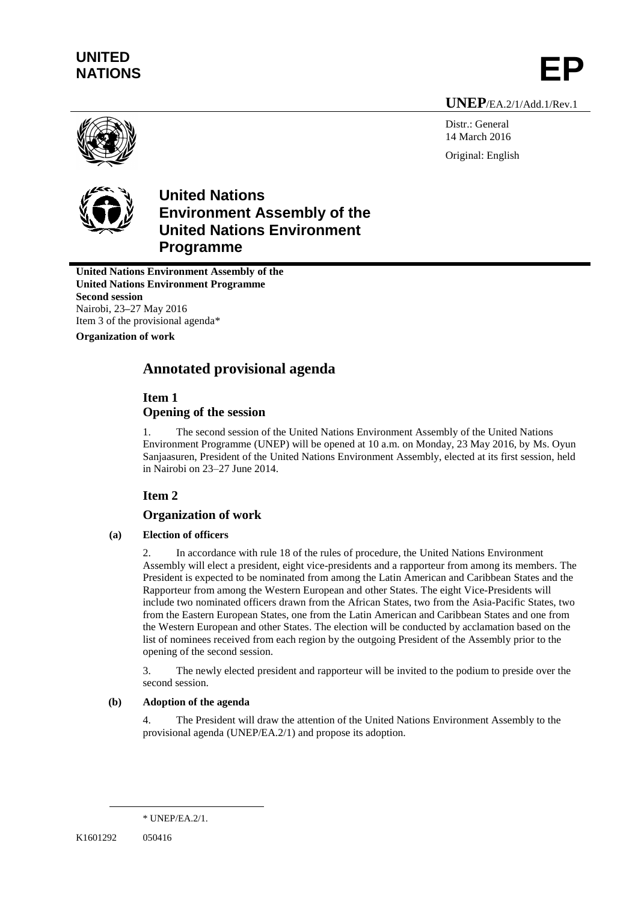**UNITED NATIONS** **EP**

**UNEP**/EA.2/1/Add.1/Rev.1

Distr.: General
14 March 2016

Original: English

# United Nations Environment Assembly of the United Nations Environment Programme

**United Nations Environment Assembly of the United Nations Environment Programme**
**Second session**
Nairobi, 23–27 May 2016
Item 3 of the provisional agenda*

**Organization of work**

## Annotated provisional agenda

### Item 1
### Opening of the session

1. The second session of the United Nations Environment Assembly of the United Nations Environment Programme (UNEP) will be opened at 10 a.m. on Monday, 23 May 2016, by Ms. Oyun Sanjaasuren, President of the United Nations Environment Assembly, elected at its first session, held in Nairobi on 23–27 June 2014.

### Item 2

### Organization of work

**(a) Election of officers**

2. In accordance with rule 18 of the rules of procedure, the United Nations Environment Assembly will elect a president, eight vice-presidents and a rapporteur from among its members. The President is expected to be nominated from among the Latin American and Caribbean States and the Rapporteur from among the Western European and other States. The eight Vice-Presidents will include two nominated officers drawn from the African States, two from the Asia-Pacific States, two from the Eastern European States, one from the Latin American and Caribbean States and one from the Western European and other States. The election will be conducted by acclamation based on the list of nominees received from each region by the outgoing President of the Assembly prior to the opening of the second session.

3. The newly elected president and rapporteur will be invited to the podium to preside over the second session.

**(b) Adoption of the agenda**

4. The President will draw the attention of the United Nations Environment Assembly to the provisional agenda (UNEP/EA.2/1) and propose its adoption.

---

\* UNEP/EA.2/1.

K1601292 050416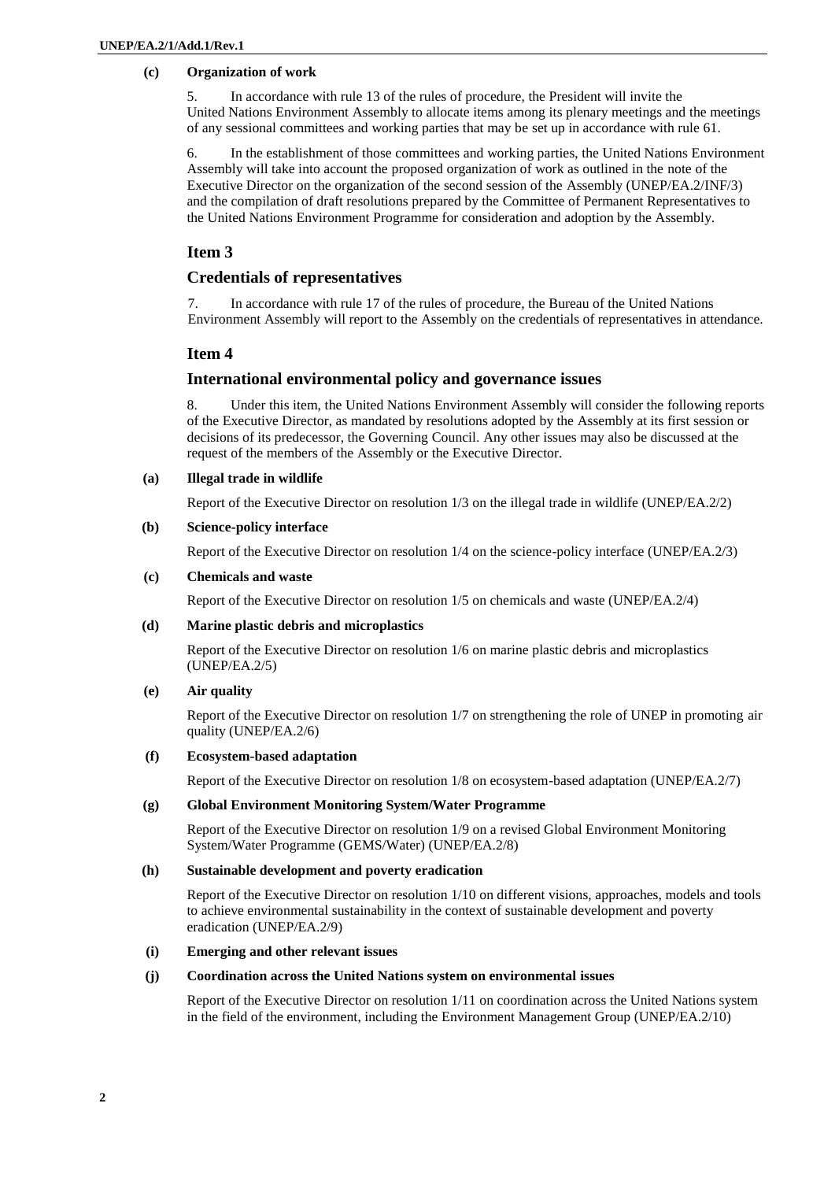#### (c) Organization of work

5. In accordance with rule 13 of the rules of procedure, the President will invite the United Nations Environment Assembly to allocate items among its plenary meetings and the meetings of any sessional committees and working parties that may be set up in accordance with rule 61.

6. In the establishment of those committees and working parties, the United Nations Environment Assembly will take into account the proposed organization of work as outlined in the note of the Executive Director on the organization of the second session of the Assembly (UNEP/EA.2/INF/3) and the compilation of draft resolutions prepared by the Committee of Permanent Representatives to the United Nations Environment Programme for consideration and adoption by the Assembly.

## Item 3

## Credentials of representatives

7. In accordance with rule 17 of the rules of procedure, the Bureau of the United Nations Environment Assembly will report to the Assembly on the credentials of representatives in attendance.

## Item 4

## International environmental policy and governance issues

8. Under this item, the United Nations Environment Assembly will consider the following reports of the Executive Director, as mandated by resolutions adopted by the Assembly at its first session or decisions of its predecessor, the Governing Council. Any other issues may also be discussed at the request of the members of the Assembly or the Executive Director.

#### (a) Illegal trade in wildlife

Report of the Executive Director on resolution 1/3 on the illegal trade in wildlife (UNEP/EA.2/2)

#### (b) Science-policy interface

Report of the Executive Director on resolution 1/4 on the science-policy interface (UNEP/EA.2/3)

#### (c) Chemicals and waste

Report of the Executive Director on resolution 1/5 on chemicals and waste (UNEP/EA.2/4)

#### (d) Marine plastic debris and microplastics

Report of the Executive Director on resolution 1/6 on marine plastic debris and microplastics (UNEP/EA.2/5)

#### (e) Air quality

Report of the Executive Director on resolution 1/7 on strengthening the role of UNEP in promoting air quality (UNEP/EA.2/6)

#### (f) Ecosystem-based adaptation

Report of the Executive Director on resolution 1/8 on ecosystem-based adaptation (UNEP/EA.2/7)

#### (g) Global Environment Monitoring System/Water Programme

Report of the Executive Director on resolution 1/9 on a revised Global Environment Monitoring System/Water Programme (GEMS/Water) (UNEP/EA.2/8)

#### (h) Sustainable development and poverty eradication

Report of the Executive Director on resolution 1/10 on different visions, approaches, models and tools to achieve environmental sustainability in the context of sustainable development and poverty eradication (UNEP/EA.2/9)

#### (i) Emerging and other relevant issues

#### (j) Coordination across the United Nations system on environmental issues

Report of the Executive Director on resolution 1/11 on coordination across the United Nations system in the field of the environment, including the Environment Management Group (UNEP/EA.2/10)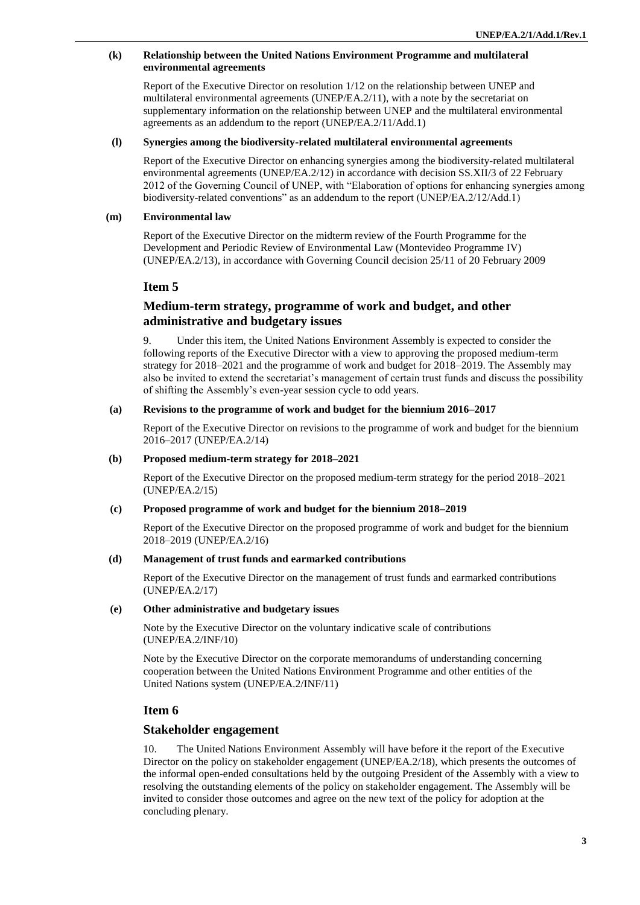**(k) Relationship between the United Nations Environment Programme and multilateral environmental agreements**

Report of the Executive Director on resolution 1/12 on the relationship between UNEP and multilateral environmental agreements (UNEP/EA.2/11), with a note by the secretariat on supplementary information on the relationship between UNEP and the multilateral environmental agreements as an addendum to the report (UNEP/EA.2/11/Add.1)

**(l) Synergies among the biodiversity-related multilateral environmental agreements**

Report of the Executive Director on enhancing synergies among the biodiversity-related multilateral environmental agreements (UNEP/EA.2/12) in accordance with decision SS.XII/3 of 22 February 2012 of the Governing Council of UNEP, with "Elaboration of options for enhancing synergies among biodiversity-related conventions" as an addendum to the report (UNEP/EA.2/12/Add.1)

**(m) Environmental law**

Report of the Executive Director on the midterm review of the Fourth Programme for the Development and Periodic Review of Environmental Law (Montevideo Programme IV) (UNEP/EA.2/13), in accordance with Governing Council decision 25/11 of 20 February 2009

## Item 5

## Medium-term strategy, programme of work and budget, and other administrative and budgetary issues

9. Under this item, the United Nations Environment Assembly is expected to consider the following reports of the Executive Director with a view to approving the proposed medium-term strategy for 2018–2021 and the programme of work and budget for 2018–2019. The Assembly may also be invited to extend the secretariat's management of certain trust funds and discuss the possibility of shifting the Assembly's even-year session cycle to odd years.

**(a) Revisions to the programme of work and budget for the biennium 2016–2017**

Report of the Executive Director on revisions to the programme of work and budget for the biennium 2016–2017 (UNEP/EA.2/14)

**(b) Proposed medium-term strategy for 2018–2021**

Report of the Executive Director on the proposed medium-term strategy for the period 2018–2021 (UNEP/EA.2/15)

**(c) Proposed programme of work and budget for the biennium 2018–2019**

Report of the Executive Director on the proposed programme of work and budget for the biennium 2018–2019 (UNEP/EA.2/16)

**(d) Management of trust funds and earmarked contributions**

Report of the Executive Director on the management of trust funds and earmarked contributions (UNEP/EA.2/17)

**(e) Other administrative and budgetary issues**

Note by the Executive Director on the voluntary indicative scale of contributions (UNEP/EA.2/INF/10)

Note by the Executive Director on the corporate memorandums of understanding concerning cooperation between the United Nations Environment Programme and other entities of the United Nations system (UNEP/EA.2/INF/11)

## Item 6

## Stakeholder engagement

10. The United Nations Environment Assembly will have before it the report of the Executive Director on the policy on stakeholder engagement (UNEP/EA.2/18), which presents the outcomes of the informal open-ended consultations held by the outgoing President of the Assembly with a view to resolving the outstanding elements of the policy on stakeholder engagement. The Assembly will be invited to consider those outcomes and agree on the new text of the policy for adoption at the concluding plenary.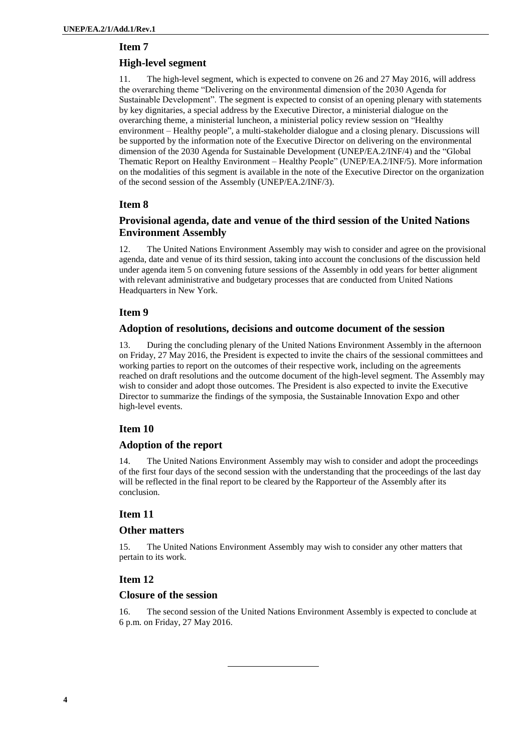### Item 7

### High-level segment

11. The high-level segment, which is expected to convene on 26 and 27 May 2016, will address the overarching theme "Delivering on the environmental dimension of the 2030 Agenda for Sustainable Development". The segment is expected to consist of an opening plenary with statements by key dignitaries, a special address by the Executive Director, a ministerial dialogue on the overarching theme, a ministerial luncheon, a ministerial policy review session on "Healthy environment – Healthy people", a multi-stakeholder dialogue and a closing plenary. Discussions will be supported by the information note of the Executive Director on delivering on the environmental dimension of the 2030 Agenda for Sustainable Development (UNEP/EA.2/INF/4) and the "Global Thematic Report on Healthy Environment – Healthy People" (UNEP/EA.2/INF/5). More information on the modalities of this segment is available in the note of the Executive Director on the organization of the second session of the Assembly (UNEP/EA.2/INF/3).

### Item 8

### Provisional agenda, date and venue of the third session of the United Nations Environment Assembly

12. The United Nations Environment Assembly may wish to consider and agree on the provisional agenda, date and venue of its third session, taking into account the conclusions of the discussion held under agenda item 5 on convening future sessions of the Assembly in odd years for better alignment with relevant administrative and budgetary processes that are conducted from United Nations Headquarters in New York.

### Item 9

### Adoption of resolutions, decisions and outcome document of the session

13. During the concluding plenary of the United Nations Environment Assembly in the afternoon on Friday, 27 May 2016, the President is expected to invite the chairs of the sessional committees and working parties to report on the outcomes of their respective work, including on the agreements reached on draft resolutions and the outcome document of the high-level segment. The Assembly may wish to consider and adopt those outcomes. The President is also expected to invite the Executive Director to summarize the findings of the symposia, the Sustainable Innovation Expo and other high-level events.

### Item 10

### Adoption of the report

14. The United Nations Environment Assembly may wish to consider and adopt the proceedings of the first four days of the second session with the understanding that the proceedings of the last day will be reflected in the final report to be cleared by the Rapporteur of the Assembly after its conclusion.

### Item 11

### Other matters

15. The United Nations Environment Assembly may wish to consider any other matters that pertain to its work.

### Item 12

### Closure of the session

16. The second session of the United Nations Environment Assembly is expected to conclude at 6 p.m. on Friday, 27 May 2016.

---